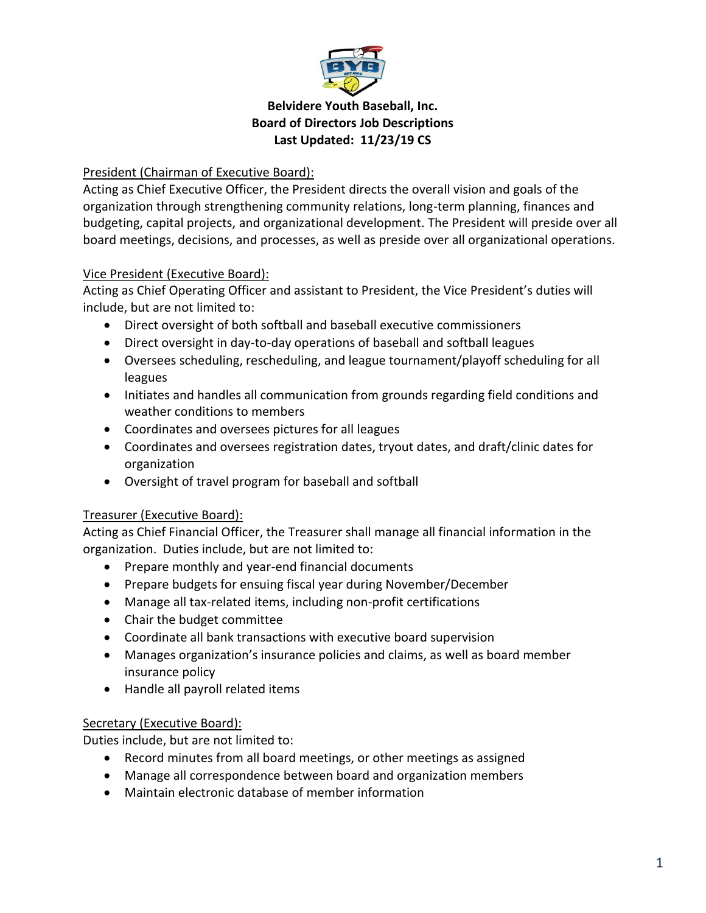**Belvidere Youth Baseball, Inc.**
**Board of Directors Job Descriptions**
**Last Updated: 11/23/19 CS**

President (Chairman of Executive Board):
Acting as Chief Executive Officer, the President directs the overall vision and goals of the organization through strengthening community relations, long-term planning, finances and budgeting, capital projects, and organizational development. The President will preside over all board meetings, decisions, and processes, as well as preside over all organizational operations.

Vice President (Executive Board):
Acting as Chief Operating Officer and assistant to President, the Vice President's duties will include, but are not limited to:

- Direct oversight of both softball and baseball executive commissioners
- Direct oversight in day-to-day operations of baseball and softball leagues
- Oversees scheduling, rescheduling, and league tournament/playoff scheduling for all leagues
- Initiates and handles all communication from grounds regarding field conditions and weather conditions to members
- Coordinates and oversees pictures for all leagues
- Coordinates and oversees registration dates, tryout dates, and draft/clinic dates for organization
- Oversight of travel program for baseball and softball

Treasurer (Executive Board):
Acting as Chief Financial Officer, the Treasurer shall manage all financial information in the organization. Duties include, but are not limited to:

- Prepare monthly and year-end financial documents
- Prepare budgets for ensuing fiscal year during November/December
- Manage all tax-related items, including non-profit certifications
- Chair the budget committee
- Coordinate all bank transactions with executive board supervision
- Manages organization's insurance policies and claims, as well as board member insurance policy
- Handle all payroll related items

Secretary (Executive Board):
Duties include, but are not limited to:

- Record minutes from all board meetings, or other meetings as assigned
- Manage all correspondence between board and organization members
- Maintain electronic database of member information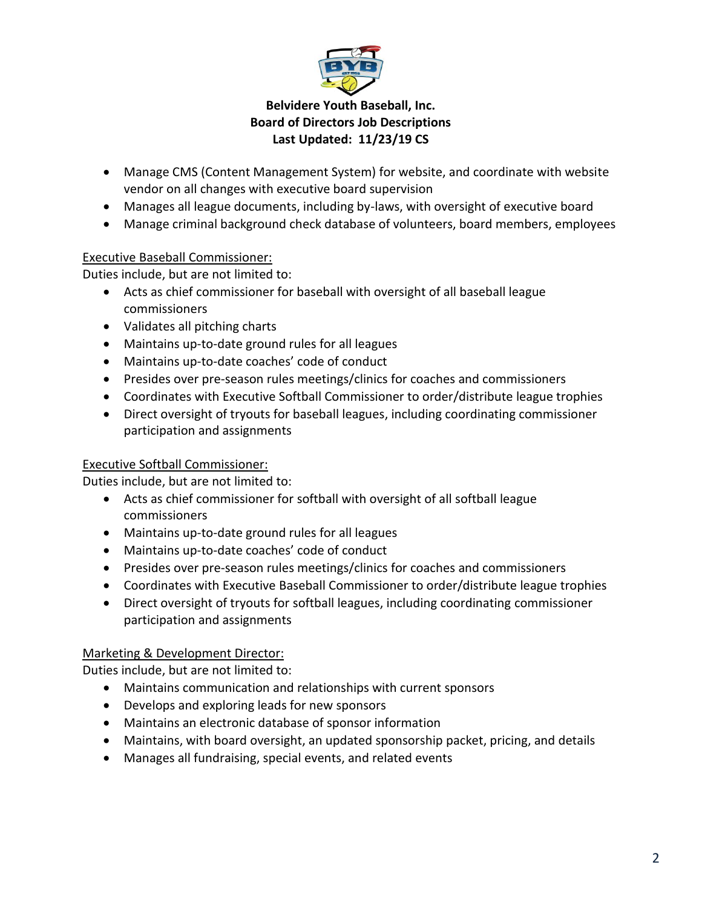**Belvidere Youth Baseball, Inc.**
**Board of Directors Job Descriptions**
**Last Updated: 11/23/19 CS**

- Manage CMS (Content Management System) for website, and coordinate with website vendor on all changes with executive board supervision
- Manages all league documents, including by-laws, with oversight of executive board
- Manage criminal background check database of volunteers, board members, employees

Executive Baseball Commissioner:

Duties include, but are not limited to:

- Acts as chief commissioner for baseball with oversight of all baseball league commissioners
- Validates all pitching charts
- Maintains up-to-date ground rules for all leagues
- Maintains up-to-date coaches' code of conduct
- Presides over pre-season rules meetings/clinics for coaches and commissioners
- Coordinates with Executive Softball Commissioner to order/distribute league trophies
- Direct oversight of tryouts for baseball leagues, including coordinating commissioner participation and assignments

Executive Softball Commissioner:

Duties include, but are not limited to:

- Acts as chief commissioner for softball with oversight of all softball league commissioners
- Maintains up-to-date ground rules for all leagues
- Maintains up-to-date coaches' code of conduct
- Presides over pre-season rules meetings/clinics for coaches and commissioners
- Coordinates with Executive Baseball Commissioner to order/distribute league trophies
- Direct oversight of tryouts for softball leagues, including coordinating commissioner participation and assignments

Marketing & Development Director:

Duties include, but are not limited to:

- Maintains communication and relationships with current sponsors
- Develops and exploring leads for new sponsors
- Maintains an electronic database of sponsor information
- Maintains, with board oversight, an updated sponsorship packet, pricing, and details
- Manages all fundraising, special events, and related events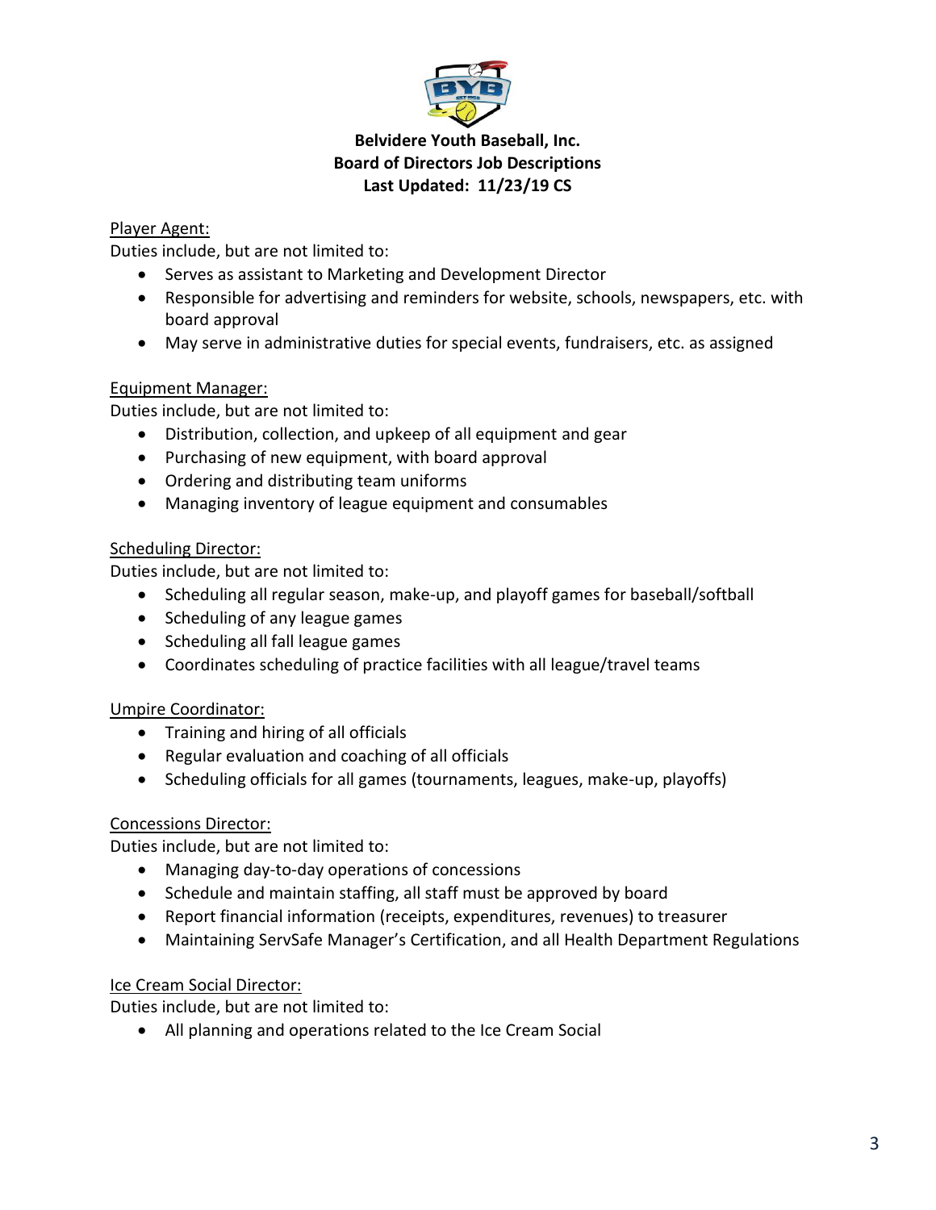**Belvidere Youth Baseball, Inc.**
**Board of Directors Job Descriptions**
**Last Updated: 11/23/19 CS**

Player Agent:
Duties include, but are not limited to:

- Serves as assistant to Marketing and Development Director
- Responsible for advertising and reminders for website, schools, newspapers, etc. with board approval
- May serve in administrative duties for special events, fundraisers, etc. as assigned

Equipment Manager:
Duties include, but are not limited to:

- Distribution, collection, and upkeep of all equipment and gear
- Purchasing of new equipment, with board approval
- Ordering and distributing team uniforms
- Managing inventory of league equipment and consumables

Scheduling Director:
Duties include, but are not limited to:

- Scheduling all regular season, make-up, and playoff games for baseball/softball
- Scheduling of any league games
- Scheduling all fall league games
- Coordinates scheduling of practice facilities with all league/travel teams

Umpire Coordinator:

- Training and hiring of all officials
- Regular evaluation and coaching of all officials
- Scheduling officials for all games (tournaments, leagues, make-up, playoffs)

Concessions Director:
Duties include, but are not limited to:

- Managing day-to-day operations of concessions
- Schedule and maintain staffing, all staff must be approved by board
- Report financial information (receipts, expenditures, revenues) to treasurer
- Maintaining ServSafe Manager's Certification, and all Health Department Regulations

Ice Cream Social Director:
Duties include, but are not limited to:

- All planning and operations related to the Ice Cream Social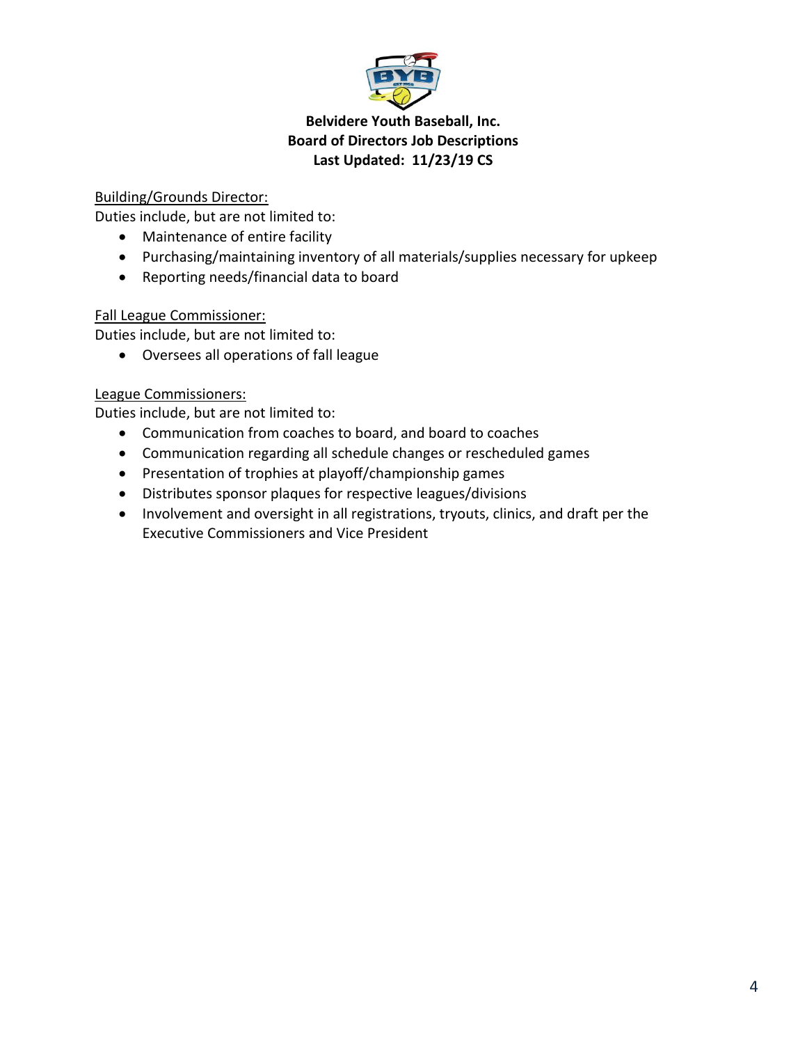**Belvidere Youth Baseball, Inc.**
**Board of Directors Job Descriptions**
**Last Updated: 11/23/19 CS**

<u>Building/Grounds Director:</u>
Duties include, but are not limited to:

- Maintenance of entire facility
- Purchasing/maintaining inventory of all materials/supplies necessary for upkeep
- Reporting needs/financial data to board

<u>Fall League Commissioner:</u>
Duties include, but are not limited to:

- Oversees all operations of fall league

<u>League Commissioners:</u>
Duties include, but are not limited to:

- Communication from coaches to board, and board to coaches
- Communication regarding all schedule changes or rescheduled games
- Presentation of trophies at playoff/championship games
- Distributes sponsor plaques for respective leagues/divisions
- Involvement and oversight in all registrations, tryouts, clinics, and draft per the Executive Commissioners and Vice President